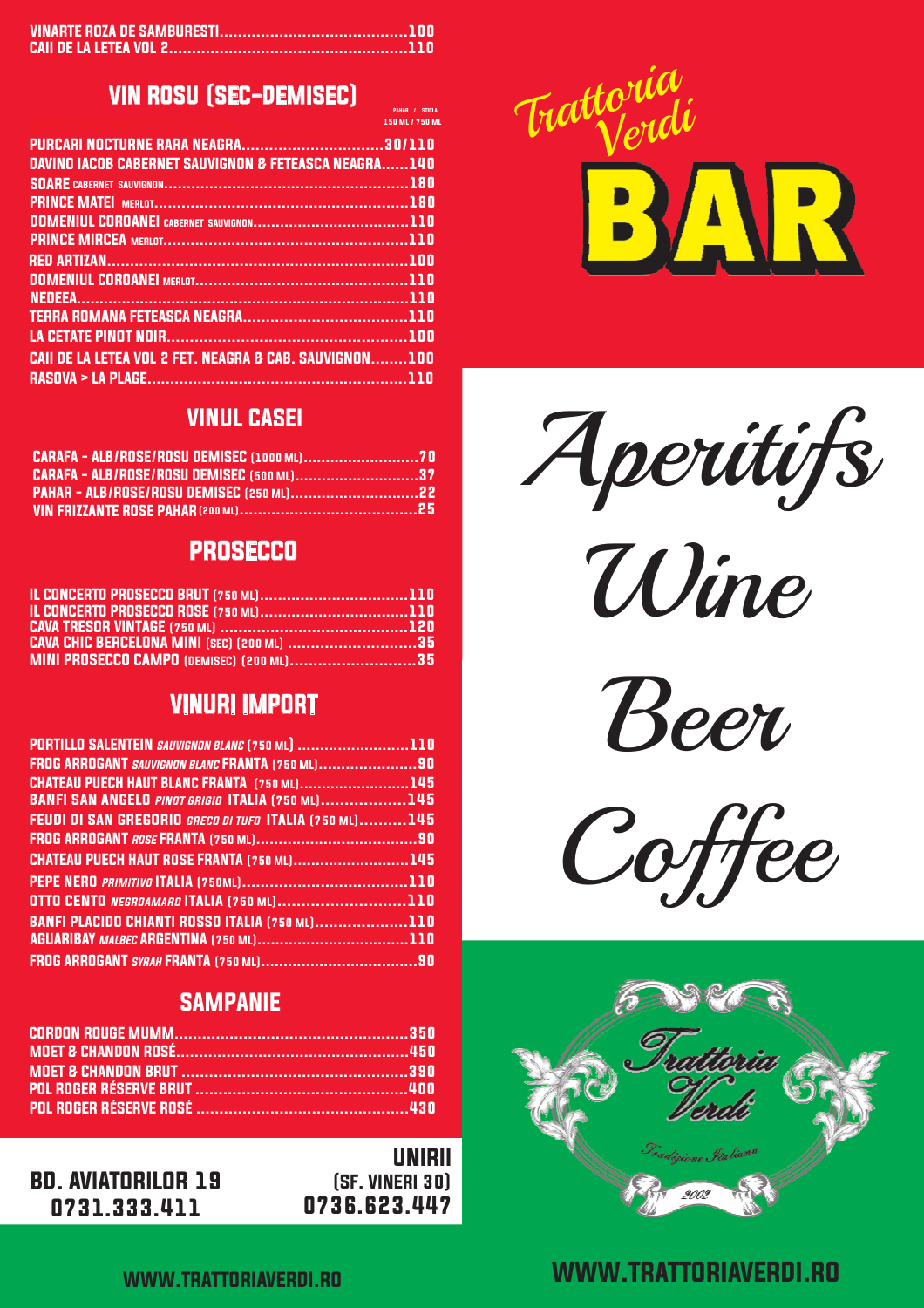VINARTE ROZA DE SAMBURESTI..........100
CAII DE LA LETEA VOL 2..........110

## VIN ROSU (SEC-DEMISEC)

PAHAR / STICLA
150 ML / 750 ML

PURCARI NOCTURNE RARA NEAGRA..........30/110
DAVINO IACOB CABERNET SAUVIGNON & FETEASCA NEAGRA..........140
SOARE CABERNET SAUVIGNON..........180
PRINCE MATEI MERLOT..........180
DOMENIUL COROANEI CABERNET SAUVIGNON..........110
PRINCE MIRCEA MERLOT..........110
RED ARTIZAN..........100
DOMENIUL COROANEI MERLOT..........110
NEDEEA..........110
TERRA ROMANA FETEASCA NEAGRA..........110
LA CETATE PINOT NOIR..........100
CAII DE LA LETEA VOL 2 FET. NEAGRA & CAB. SAUVIGNON..........100
RASOVA > LA PLAGE..........110

## VINUL CASEI

CARAFA - ALB/ROSE/ROSU DEMISEC (1000 ML)..........70
CARAFA - ALB/ROSE/ROSU DEMISEC (500 ML)..........37
PAHAR - ALB/ROSE/ROSU DEMISEC (250 ML)..........22
VIN FRIZZANTE ROSE PAHAR (200 ML)..........25

## PROSECCO

IL CONCERTO PROSECCO BRUT (750 ML)..........110
IL CONCERTO PROSECCO ROSE (750 ML)..........110
CAVA TRESOR VINTAGE (750 ML)..........120
CAVA CHIC BERCELONA MINI (SEC) (200 ML)..........35
MINI PROSECCO CAMPO (DEMISEC) (200 ML)..........35

## VINURI IMPORT

PORTILLO SALENTEIN *SAUVIGNON BLANC* (750 ML)..........110
FROG ARROGANT *SAUVIGNON BLANC* FRANTA (750 ML)..........90
CHATEAU PUECH HAUT BLANC FRANTA (750 ML)..........145
BANFI SAN ANGELO *PINOT GRIGIO* ITALIA (750 ML)..........145
FEUDI DI SAN GREGORIO *GRECO DI TUFO* ITALIA (750 ML)..........145
FROG ARROGANT *ROSE* FRANTA (750 ML)..........90
CHATEAU PUECH HAUT ROSE FRANTA (750 ML)..........145
PEPE NERO *PRIMITIVO* ITALIA (750ML)..........110
OTTO CENTO *NEGROAMARO* ITALIA (750 ML)..........110
BANFI PLACIDO CHIANTI ROSSO ITALIA (750 ML)..........110
AGUARIBAY *MALBEC* ARGENTINA (750 ML)..........110
FROG ARROGANT *SYRAH* FRANTA (750 ML)..........90

## SAMPANIE

CORDON ROUGE MUMM..........350
MOET & CHANDON ROSÉ..........450
MOET & CHANDON BRUT..........390
POL ROGER RÉSERVE BRUT..........400
POL ROGER RÉSERVE ROSÉ..........430

**BD. AVIATORILOR 19**
**0731.333.411**

**UNIRII**
**(SF. VINERI 30)**
**0736.623.447**

WWW.TRATTORIAVERDI.RO

# Trattoria Verdi
# BAR

## Aperitifs
## Wine
## Beer
## Coffee

Trattoria Verdi
Tradizione Italiana
2002

WWW.TRATTORIAVERDI.RO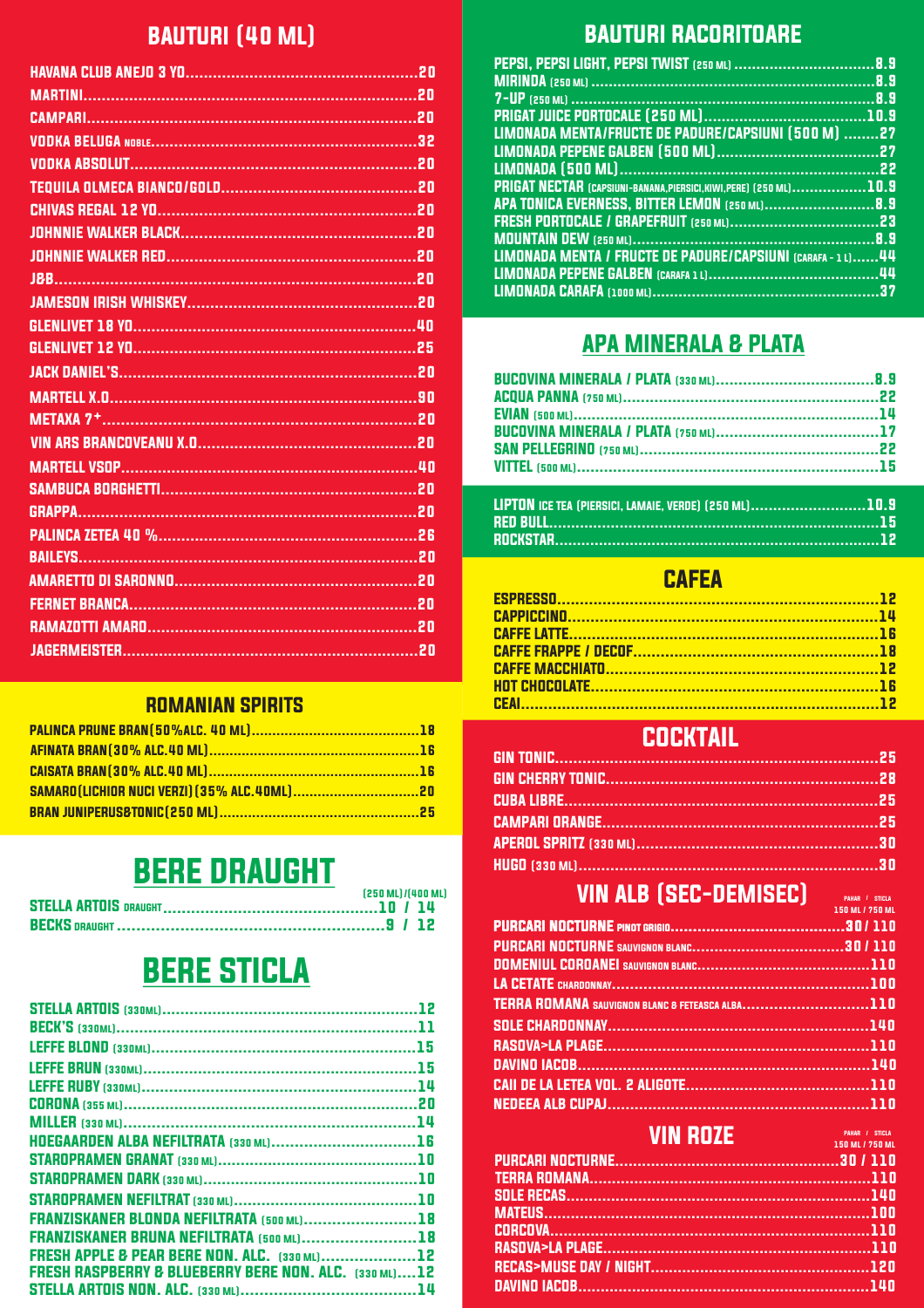## BAUTURI (40 ML)

| | |
|---|---|
| HAVANA CLUB ANEJO 3 YO | 20 |
| MARTINI | 20 |
| CAMPARI | 20 |
| VODKA BELUGA NOBLE | 32 |
| VODKA ABSOLUT | 20 |
| TEQUILA OLMECA BIANCO/GOLD | 20 |
| CHIVAS REGAL 12 YO | 20 |
| JOHNNIE WALKER BLACK | 20 |
| JOHNNIE WALKER RED | 20 |
| J&B | 20 |
| JAMESON IRISH WHISKEY | 20 |
| GLENLIVET 18 YO | 40 |
| GLENLIVET 12 YO | 25 |
| JACK DANIEL'S | 20 |
| MARTELL X.O | 90 |
| METAXA 7* | 20 |
| VIN ARS BRANCOVEANU X.O | 20 |
| MARTELL VSOP | 40 |
| SAMBUCA BORGHETTI | 20 |
| GRAPPA | 20 |
| PALINCA ZETEA 40 % | 26 |
| BAILEYS | 20 |
| AMARETTO DI SARONNO | 20 |
| FERNET BRANCA | 20 |
| RAMAZOTTI AMARO | 20 |
| JAGERMEISTER | 20 |

## ROMANIAN SPIRITS

| | |
|---|---|
| PALINCA PRUNE BRAN(50%ALC. 40 ML) | 18 |
| AFINATA BRAN(30% ALC.40 ML) | 16 |
| CAISATA BRAN(30% ALC.40 ML) | 16 |
| SAMARO(LICHIOR NUCI VERZI)(35% ALC.40ML) | 20 |
| BRAN JUNIPERUS&TONIC(250 ML) | 25 |

## BERE DRAUGHT

| | (250 ML)/(400 ML) |
|---|---|
| STELLA ARTOIS DRAUGHT | 10 / 14 |
| BECKS DRAUGHT | 9 / 12 |

## BERE STICLA

| | |
|---|---|
| STELLA ARTOIS (330ML) | 12 |
| BECK'S (330ML) | 11 |
| LEFFE BLOND (330ML) | 15 |
| LEFFE BRUN (330ML) | 15 |
| LEFFE RUBY (330ML) | 14 |
| CORONA (355 ML) | 20 |
| MILLER (330 ML) | 14 |
| HOEGAARDEN ALBA NEFILTRATA (330 ML) | 16 |
| STAROPRAMEN GRANAT (330 ML) | 10 |
| STAROPRAMEN DARK (330 ML) | 10 |
| STAROPRAMEN NEFILTRAT (330 ML) | 10 |
| FRANZISKANER BLONDA NEFILTRATA (500 ML) | 18 |
| FRANZISKANER BRUNA NEFILTRATA (500 ML) | 18 |
| FRESH APPLE & PEAR BERE NON. ALC. (330 ML) | 12 |
| FRESH RASPBERRY & BLUEBERRY BERE NON. ALC. (330 ML) | 12 |
| STELLA ARTOIS NON. ALC. (330 ML) | 14 |

## BAUTURI RACORITOARE

| | |
|---|---|
| PEPSI, PEPSI LIGHT, PEPSI TWIST (250 ML) | 8.9 |
| MIRINDA (250 ML) | 8.9 |
| 7-UP (250 ML) | 8.9 |
| PRIGAT JUICE PORTOCALE (250 ML) | 10.9 |
| LIMONADA MENTA/FRUCTE DE PADURE/CAPSIUNI (500 M) | 27 |
| LIMONADA PEPENE GALBEN (500 ML) | 27 |
| LIMONADA (500 ML) | 22 |
| PRIGAT NECTAR (CAPSIUNI-BANANA,PIERSICI,KIWI,PERE) (250 ML) | 10.9 |
| APA TONICA EVERNESS, BITTER LEMON (250 ML) | 8.9 |
| FRESH PORTOCALE / GRAPEFRUIT (250 ML) | 23 |
| MOUNTAIN DEW (250 ML) | 8.9 |
| LIMONADA MENTA / FRUCTE DE PADURE/CAPSIUNI (CARAFA - 1 L) | 44 |
| LIMONADA PEPENE GALBEN (CARAFA 1 L) | 44 |
| LIMONADA CARAFA (1000 ML) | 37 |

## APA MINERALA & PLATA

| | |
|---|---|
| BUCOVINA MINERALA / PLATA (330 ML) | 8.9 |
| ACQUA PANNA (750 ML) | 22 |
| EVIAN (500 ML) | 14 |
| BUCOVINA MINERALA / PLATA (750 ML) | 17 |
| SAN PELLEGRINO (750 ML) | 22 |
| VITTEL (500 ML) | 15 |

| | |
|---|---|
| LIPTON ICE TEA (PIERSICI, LAMAIE, VERDE) (250 ML) | 10.9 |
| RED BULL | 15 |
| ROCKSTAR | 12 |

## CAFEA

| | |
|---|---|
| ESPRESSO | 12 |
| CAPPICCINO | 14 |
| CAFFE LATTE | 16 |
| CAFFE FRAPPE / DECOF | 18 |
| CAFFE MACCHIATO | 12 |
| HOT CHOCOLATE | 16 |
| CEAI | 12 |

## COCKTAIL

| | |
|---|---|
| GIN TONIC | 25 |
| GIN CHERRY TONIC | 28 |
| CUBA LIBRE | 25 |
| CAMPARI ORANGE | 25 |
| APEROL SPRITZ (330 ML) | 30 |
| HUGO (330 ML) | 30 |

## VIN ALB (SEC-DEMISEC)

| | PAHAR / STICLA 150 ML / 750 ML |
|---|---|
| PURCARI NOCTURNE PINOT GRIGIO | 30 / 110 |
| PURCARI NOCTURNE SAUVIGNON BLANC | 30 / 110 |
| DOMENIUL COROANEI SAUVIGNON BLANC | 110 |
| LA CETATE CHARDONNAY | 100 |
| TERRA ROMANA SAUVIGNON BLANC & FETEASCA ALBA | 110 |
| SOLE CHARDONNAY | 140 |
| RASOVA>LA PLAGE | 110 |
| DAVINO IACOB | 140 |
| CAII DE LA LETEA VOL. 2 ALIGOTE | 110 |
| NEDEEA ALB CUPAJ | 110 |

## VIN ROZE

| | PAHAR / STICLA 150 ML / 750 ML |
|---|---|
| PURCARI NOCTURNE | 30 / 110 |
| TERRA ROMANA | 110 |
| SOLE RECAS | 140 |
| MATEUS | 100 |
| CORCOVA | 110 |
| RASOVA>LA PLAGE | 110 |
| RECAS>MUSE DAY / NIGHT | 120 |
| DAVINO IACOB | 140 |